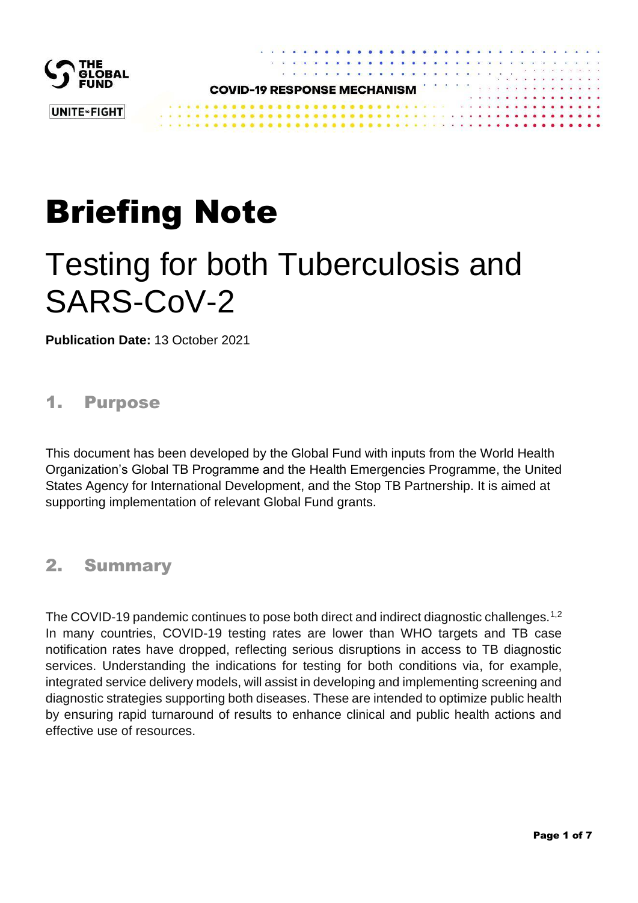# Briefing Note

## Testing for both Tuberculosis and SARS-CoV-2

**Publication Date:** 13 October 2021

## 1. Purpose

This document has been developed by the Global Fund with inputs from the World Health Organization's Global TB Programme and the Health Emergencies Programme, the United States Agency for International Development, and the Stop TB Partnership. It is aimed at supporting implementation of relevant Global Fund grants.

## 2. Summary

The COVID-19 pandemic continues to pose both direct and indirect diagnostic challenges.[1,2] In many countries, COVID-19 testing rates are lower than WHO targets and TB case notification rates have dropped, reflecting serious disruptions in access to TB diagnostic services. Understanding the indications for testing for both conditions via, for example, integrated service delivery models, will assist in developing and implementing screening and diagnostic strategies supporting both diseases. These are intended to optimize public health by ensuring rapid turnaround of results to enhance clinical and public health actions and effective use of resources.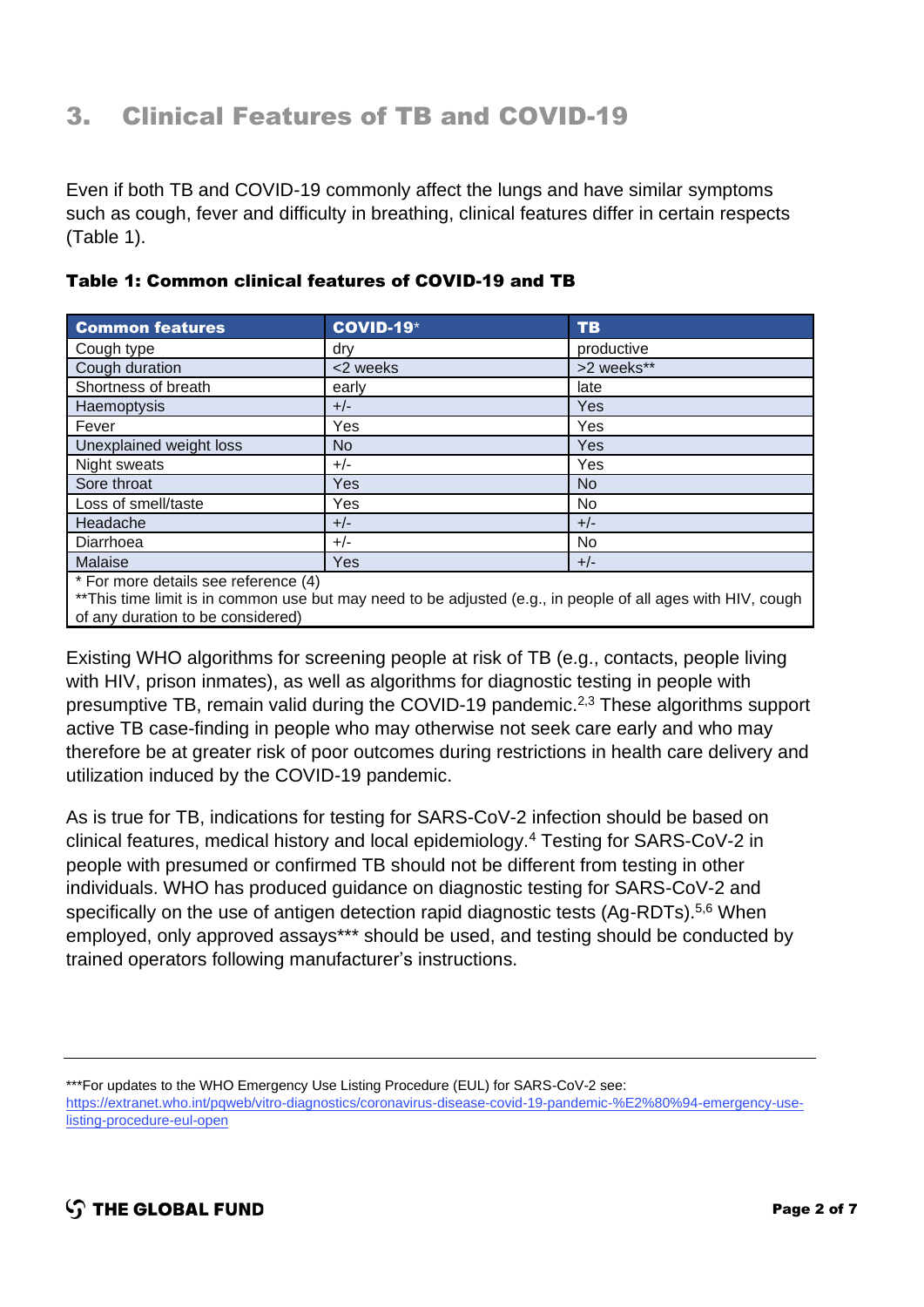## 3. Clinical Features of TB and COVID-19

Even if both TB and COVID-19 commonly affect the lungs and have similar symptoms such as cough, fever and difficulty in breathing, clinical features differ in certain respects (Table 1).

**Table 1: Common clinical features of COVID-19 and TB**

| Common features | COVID-19* | TB |
| --- | --- | --- |
| Cough type | dry | productive |
| Cough duration | <2 weeks | >2 weeks** |
| Shortness of breath | early | late |
| Haemoptysis | +/- | Yes |
| Fever | Yes | Yes |
| Unexplained weight loss | No | Yes |
| Night sweats | +/- | Yes |
| Sore throat | Yes | No |
| Loss of smell/taste | Yes | No |
| Headache | +/- | +/- |
| Diarrhoea | +/- | No |
| Malaise | Yes | +/- |

* For more details see reference (4)
**This time limit is in common use but may need to be adjusted (e.g., in people of all ages with HIV, cough of any duration to be considered)

Existing WHO algorithms for screening people at risk of TB (e.g., contacts, people living with HIV, prison inmates), as well as algorithms for diagnostic testing in people with presumptive TB, remain valid during the COVID-19 pandemic.[2,3] These algorithms support active TB case-finding in people who may otherwise not seek care early and who may therefore be at greater risk of poor outcomes during restrictions in health care delivery and utilization induced by the COVID-19 pandemic.

As is true for TB, indications for testing for SARS-CoV-2 infection should be based on clinical features, medical history and local epidemiology.[4] Testing for SARS-CoV-2 in people with presumed or confirmed TB should not be different from testing in other individuals. WHO has produced guidance on diagnostic testing for SARS-CoV-2 and specifically on the use of antigen detection rapid diagnostic tests (Ag-RDTs).[5,6] When employed, only approved assays*** should be used, and testing should be conducted by trained operators following manufacturer's instructions.

***For updates to the WHO Emergency Use Listing Procedure (EUL) for SARS-CoV-2 see: https://extranet.who.int/pqweb/vitro-diagnostics/coronavirus-disease-covid-19-pandemic-%E2%80%94-emergency-use-listing-procedure-eul-open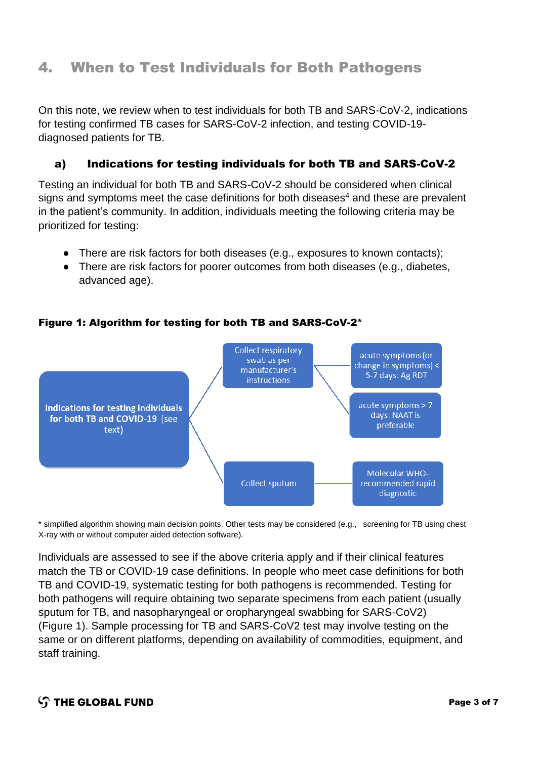## 4. When to Test Individuals for Both Pathogens

On this note, we review when to test individuals for both TB and SARS-CoV-2, indications for testing confirmed TB cases for SARS-CoV-2 infection, and testing COVID-19-diagnosed patients for TB.

### a) Indications for testing individuals for both TB and SARS-CoV-2

Testing an individual for both TB and SARS-CoV-2 should be considered when clinical signs and symptoms meet the case definitions for both diseases[4] and these are prevalent in the patient's community. In addition, individuals meeting the following criteria may be prioritized for testing:

- There are risk factors for both diseases (e.g., exposures to known contacts);
- There are risk factors for poorer outcomes from both diseases (e.g., diabetes, advanced age).

**Figure 1: Algorithm for testing for both TB and SARS-CoV-2***

Indications for testing individuals for both TB and COVID-19 (see text)

- Collect respiratory swab as per manufacturer's instructions
  - acute symptoms (or change in symptoms) < 5-7 days: Ag RDT
  - acute symptoms > 7 days: NAAT is preferable
- Collect sputum
  - Molecular WHO-recommended rapid diagnostic

* simplified algorithm showing main decision points. Other tests may be considered (e.g., screening for TB using chest X-ray with or without computer aided detection software).

Individuals are assessed to see if the above criteria apply and if their clinical features match the TB or COVID-19 case definitions. In people who meet case definitions for both TB and COVID-19, systematic testing for both pathogens is recommended. Testing for both pathogens will require obtaining two separate specimens from each patient (usually sputum for TB, and nasopharyngeal or oropharyngeal swabbing for SARS-CoV2) (Figure 1). Sample processing for TB and SARS-CoV2 test may involve testing on the same or on different platforms, depending on availability of commodities, equipment, and staff training.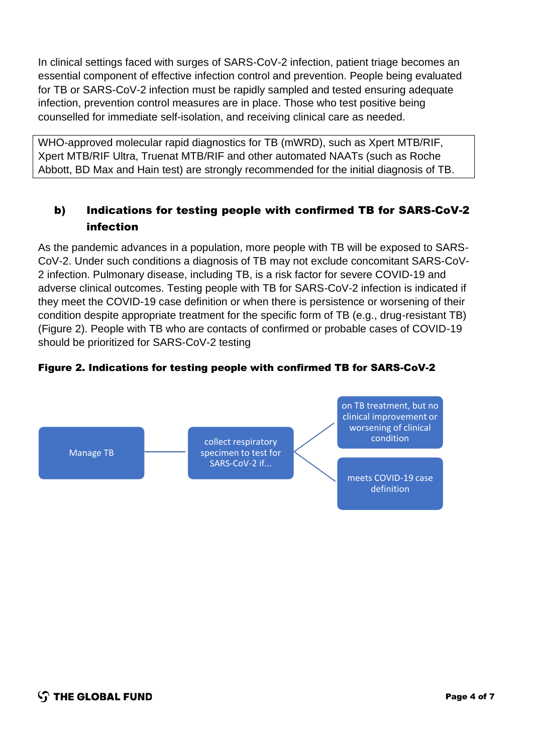In clinical settings faced with surges of SARS-CoV-2 infection, patient triage becomes an essential component of effective infection control and prevention. People being evaluated for TB or SARS-CoV-2 infection must be rapidly sampled and tested ensuring adequate infection, prevention control measures are in place. Those who test positive being counselled for immediate self-isolation, and receiving clinical care as needed.

> WHO-approved molecular rapid diagnostics for TB (mWRD), such as Xpert MTB/RIF, Xpert MTB/RIF Ultra, Truenat MTB/RIF and other automated NAATs (such as Roche Abbott, BD Max and Hain test) are strongly recommended for the initial diagnosis of TB.

### b) Indications for testing people with confirmed TB for SARS-CoV-2 infection

As the pandemic advances in a population, more people with TB will be exposed to SARS-CoV-2. Under such conditions a diagnosis of TB may not exclude concomitant SARS-CoV-2 infection. Pulmonary disease, including TB, is a risk factor for severe COVID-19 and adverse clinical outcomes. Testing people with TB for SARS-CoV-2 infection is indicated if they meet the COVID-19 case definition or when there is persistence or worsening of their condition despite appropriate treatment for the specific form of TB (e.g., drug-resistant TB) (Figure 2). People with TB who are contacts of confirmed or probable cases of COVID-19 should be prioritized for SARS-CoV-2 testing

**Figure 2. Indications for testing people with confirmed TB for SARS-CoV-2**

Manage TB → collect respiratory specimen to test for SARS-CoV-2 if...

- on TB treatment, but no clinical improvement or worsening of clinical condition
- meets COVID-19 case definition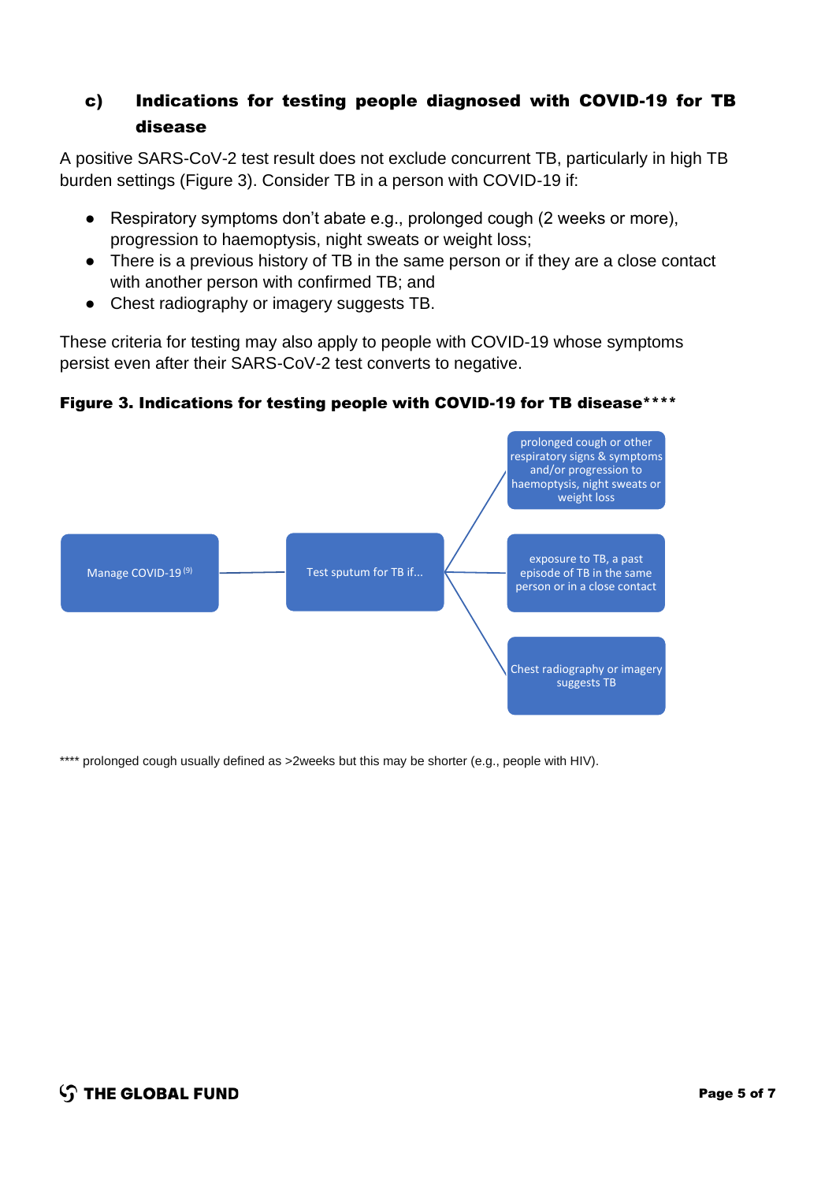### c) Indications for testing people diagnosed with COVID-19 for TB disease

A positive SARS-CoV-2 test result does not exclude concurrent TB, particularly in high TB burden settings (Figure 3). Consider TB in a person with COVID-19 if:

- Respiratory symptoms don't abate e.g., prolonged cough (2 weeks or more), progression to haemoptysis, night sweats or weight loss;
- There is a previous history of TB in the same person or if they are a close contact with another person with confirmed TB; and
- Chest radiography or imagery suggests TB.

These criteria for testing may also apply to people with COVID-19 whose symptoms persist even after their SARS-CoV-2 test converts to negative.

**Figure 3. Indications for testing people with COVID-19 for TB disease\*\*\*\***

Manage COVID-19 [9] → Test sputum for TB if...

- prolonged cough or other respiratory signs & symptoms and/or progression to haemoptysis, night sweats or weight loss
- exposure to TB, a past episode of TB in the same person or in a close contact
- Chest radiography or imagery suggests TB

**** prolonged cough usually defined as >2weeks but this may be shorter (e.g., people with HIV).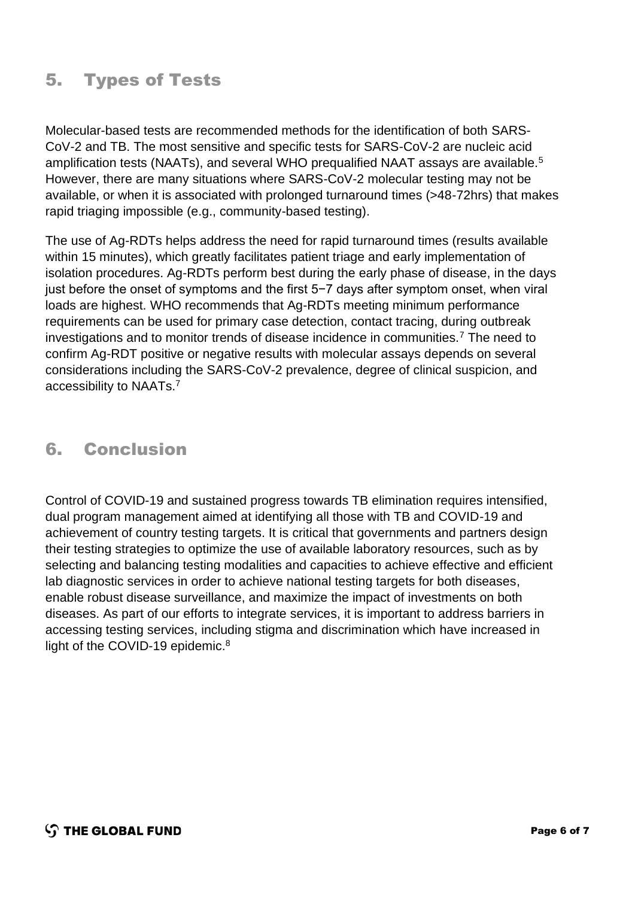## 5. Types of Tests

Molecular-based tests are recommended methods for the identification of both SARS-CoV-2 and TB. The most sensitive and specific tests for SARS-CoV-2 are nucleic acid amplification tests (NAATs), and several WHO prequalified NAAT assays are available.[5] However, there are many situations where SARS-CoV-2 molecular testing may not be available, or when it is associated with prolonged turnaround times (>48-72hrs) that makes rapid triaging impossible (e.g., community-based testing).

The use of Ag-RDTs helps address the need for rapid turnaround times (results available within 15 minutes), which greatly facilitates patient triage and early implementation of isolation procedures. Ag-RDTs perform best during the early phase of disease, in the days just before the onset of symptoms and the first 5−7 days after symptom onset, when viral loads are highest. WHO recommends that Ag-RDTs meeting minimum performance requirements can be used for primary case detection, contact tracing, during outbreak investigations and to monitor trends of disease incidence in communities.[7] The need to confirm Ag-RDT positive or negative results with molecular assays depends on several considerations including the SARS-CoV-2 prevalence, degree of clinical suspicion, and accessibility to NAATs.[7]

## 6. Conclusion

Control of COVID-19 and sustained progress towards TB elimination requires intensified, dual program management aimed at identifying all those with TB and COVID-19 and achievement of country testing targets. It is critical that governments and partners design their testing strategies to optimize the use of available laboratory resources, such as by selecting and balancing testing modalities and capacities to achieve effective and efficient lab diagnostic services in order to achieve national testing targets for both diseases, enable robust disease surveillance, and maximize the impact of investments on both diseases. As part of our efforts to integrate services, it is important to address barriers in accessing testing services, including stigma and discrimination which have increased in light of the COVID-19 epidemic.[8]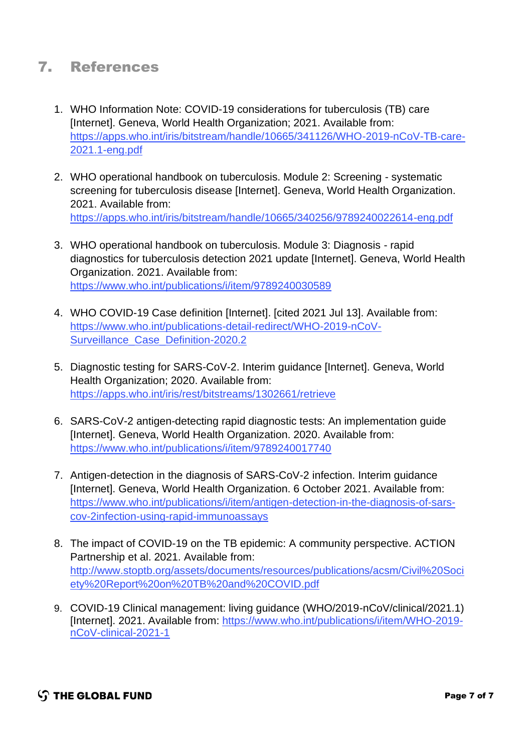## 7. References

1. WHO Information Note: COVID-19 considerations for tuberculosis (TB) care [Internet]. Geneva, World Health Organization; 2021. Available from: https://apps.who.int/iris/bitstream/handle/10665/341126/WHO-2019-nCoV-TB-care-2021.1-eng.pdf

2. WHO operational handbook on tuberculosis. Module 2: Screening - systematic screening for tuberculosis disease [Internet]. Geneva, World Health Organization. 2021. Available from: https://apps.who.int/iris/bitstream/handle/10665/340256/9789240022614-eng.pdf

3. WHO operational handbook on tuberculosis. Module 3: Diagnosis - rapid diagnostics for tuberculosis detection 2021 update [Internet]. Geneva, World Health Organization. 2021. Available from: https://www.who.int/publications/i/item/9789240030589

4. WHO COVID-19 Case definition [Internet]. [cited 2021 Jul 13]. Available from: https://www.who.int/publications-detail-redirect/WHO-2019-nCoV-Surveillance_Case_Definition-2020.2

5. Diagnostic testing for SARS-CoV-2. Interim guidance [Internet]. Geneva, World Health Organization; 2020. Available from: https://apps.who.int/iris/rest/bitstreams/1302661/retrieve

6. SARS-CoV-2 antigen-detecting rapid diagnostic tests: An implementation guide [Internet]. Geneva, World Health Organization. 2020. Available from: https://www.who.int/publications/i/item/9789240017740

7. Antigen-detection in the diagnosis of SARS-CoV-2 infection. Interim guidance [Internet]. Geneva, World Health Organization. 6 October 2021. Available from: https://www.who.int/publications/i/item/antigen-detection-in-the-diagnosis-of-sars-cov-2infection-using-rapid-immunoassays

8. The impact of COVID-19 on the TB epidemic: A community perspective. ACTION Partnership et al. 2021. Available from: http://www.stoptb.org/assets/documents/resources/publications/acsm/Civil%20Society%20Report%20on%20TB%20and%20COVID.pdf

9. COVID-19 Clinical management: living guidance (WHO/2019-nCoV/clinical/2021.1) [Internet]. 2021. Available from: https://www.who.int/publications/i/item/WHO-2019-nCoV-clinical-2021-1